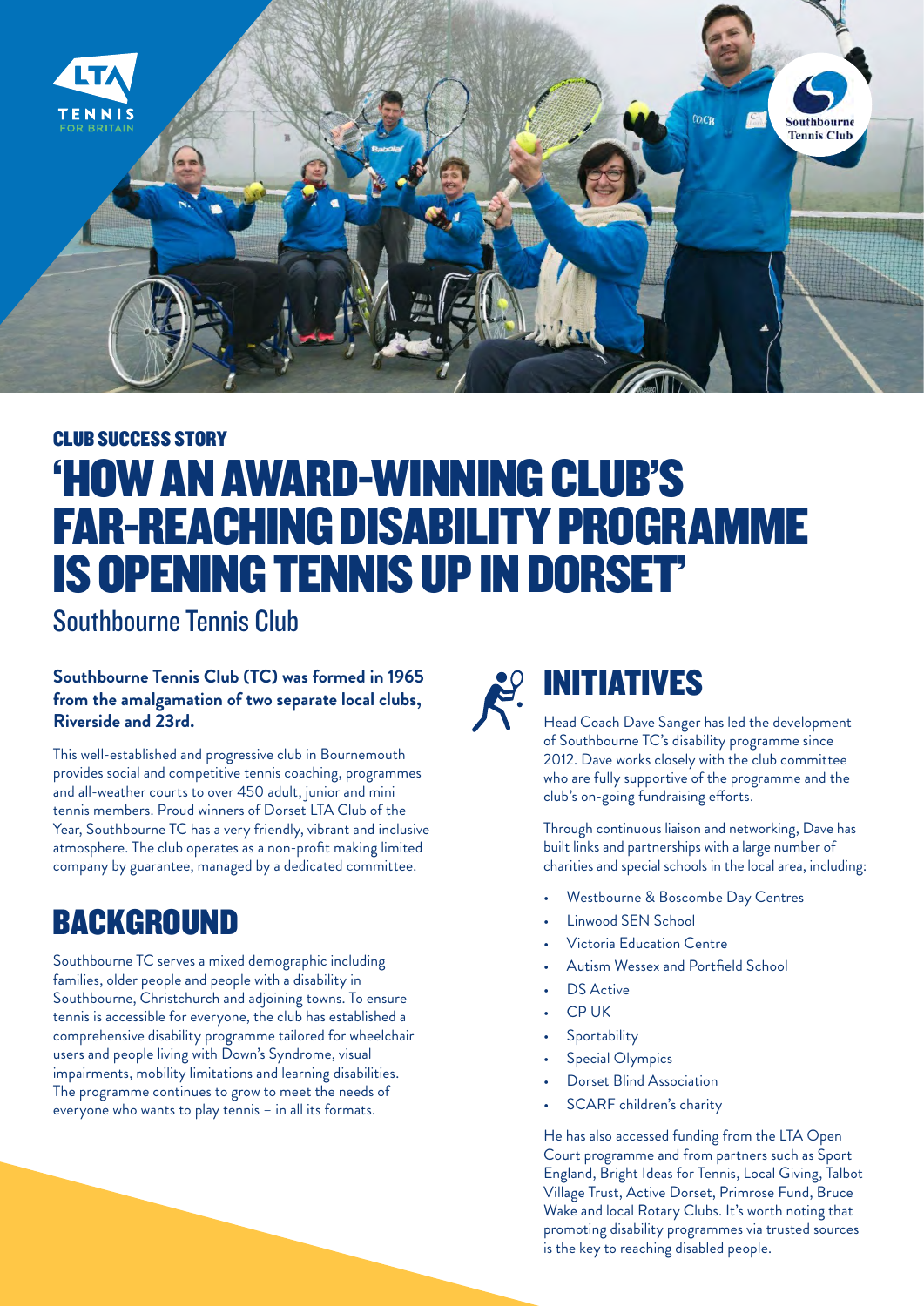CLUB SUCCESS STORY

# 'HOW AN AWARD-WINNING CLUB'S FAR-REACHING DISABILITY PROGRAMME IS OPENING TENNIS UP IN DORSET'

Southbourne Tennis Club

**Southbourne Tennis Club (TC) was formed in 1965 from the amalgamation of two separate local clubs, Riverside and 23rd.**

This well-established and progressive club in Bournemouth provides social and competitive tennis coaching, programmes and all-weather courts to over 450 adult, junior and mini tennis members. Proud winners of Dorset LTA Club of the Year, Southbourne TC has a very friendly, vibrant and inclusive atmosphere. The club operates as a non-profit making limited company by guarantee, managed by a dedicated committee.

## BACKGROUND

Southbourne TC serves a mixed demographic including families, older people and people with a disability in Southbourne, Christchurch and adjoining towns. To ensure tennis is accessible for everyone, the club has established a comprehensive disability programme tailored for wheelchair users and people living with Down's Syndrome, visual impairments, mobility limitations and learning disabilities. The programme continues to grow to meet the needs of everyone who wants to play tennis – in all its formats.

## INITIATIVES

Head Coach Dave Sanger has led the development of Southbourne TC's disability programme since 2012. Dave works closely with the club committee who are fully supportive of the programme and the club's on-going fundraising efforts.

Through continuous liaison and networking, Dave has built links and partnerships with a large number of charities and special schools in the local area, including:

- Westbourne & Boscombe Day Centres
- Linwood SEN School
- Victoria Education Centre
- Autism Wessex and Portfield School
- DS Active
- CP UK
- Sportability
- Special Olympics
- Dorset Blind Association
- SCARF children's charity

He has also accessed funding from the LTA Open Court programme and from partners such as Sport England, Bright Ideas for Tennis, Local Giving, Talbot Village Trust, Active Dorset, Primrose Fund, Bruce Wake and local Rotary Clubs. It's worth noting that promoting disability programmes via trusted sources is the key to reaching disabled people.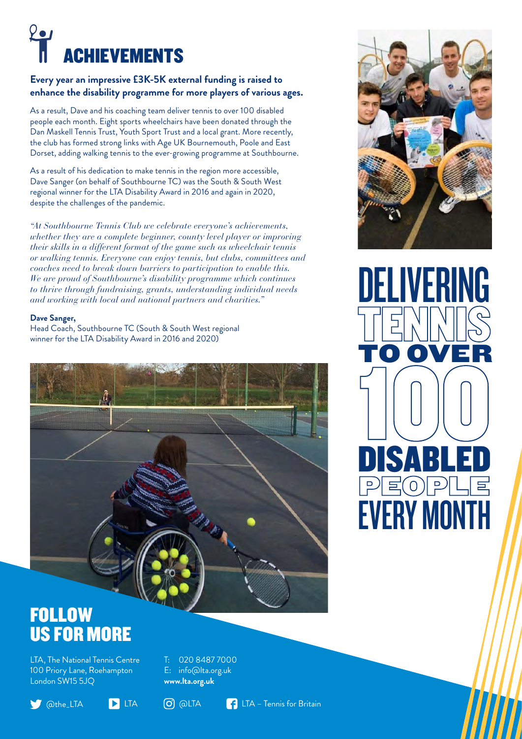# ACHIEVEMENTS

**Every year an impressive £3K-5K external funding is raised to enhance the disability programme for more players of various ages.**

As a result, Dave and his coaching team deliver tennis to over 100 disabled people each month. Eight sports wheelchairs have been donated through the Dan Maskell Tennis Trust, Youth Sport Trust and a local grant. More recently, the club has formed strong links with Age UK Bournemouth, Poole and East Dorset, adding walking tennis to the ever-growing programme at Southbourne.

As a result of his dedication to make tennis in the region more accessible, Dave Sanger (on behalf of Southbourne TC) was the South & South West regional winner for the LTA Disability Award in 2016 and again in 2020, despite the challenges of the pandemic.

*"At Southbourne Tennis Club we celebrate everyone's achievements, whether they are a complete beginner, county level player or improving their skills in a different format of the game such as wheelchair tennis or walking tennis. Everyone can enjoy tennis, but clubs, committees and coaches need to break down barriers to participation to enable this. We are proud of Southbourne's disability programme which continues to thrive through fundraising, grants, understanding individual needs and working with local and national partners and charities."*

**Dave Sanger,**
Head Coach, Southbourne TC (South & South West regional winner for the LTA Disability Award in 2016 and 2020)

DELIVERING TENNIS TO OVER 100 DISABLED PEOPLE EVERY MONTH

## FOLLOW US FOR MORE

LTA, The National Tennis Centre
100 Priory Lane, Roehampton
London SW15 5JQ

T: 020 8487 7000
E: info@lta.org.uk
**www.lta.org.uk**

@the_LTA LTA @LTA LTA – Tennis for Britain